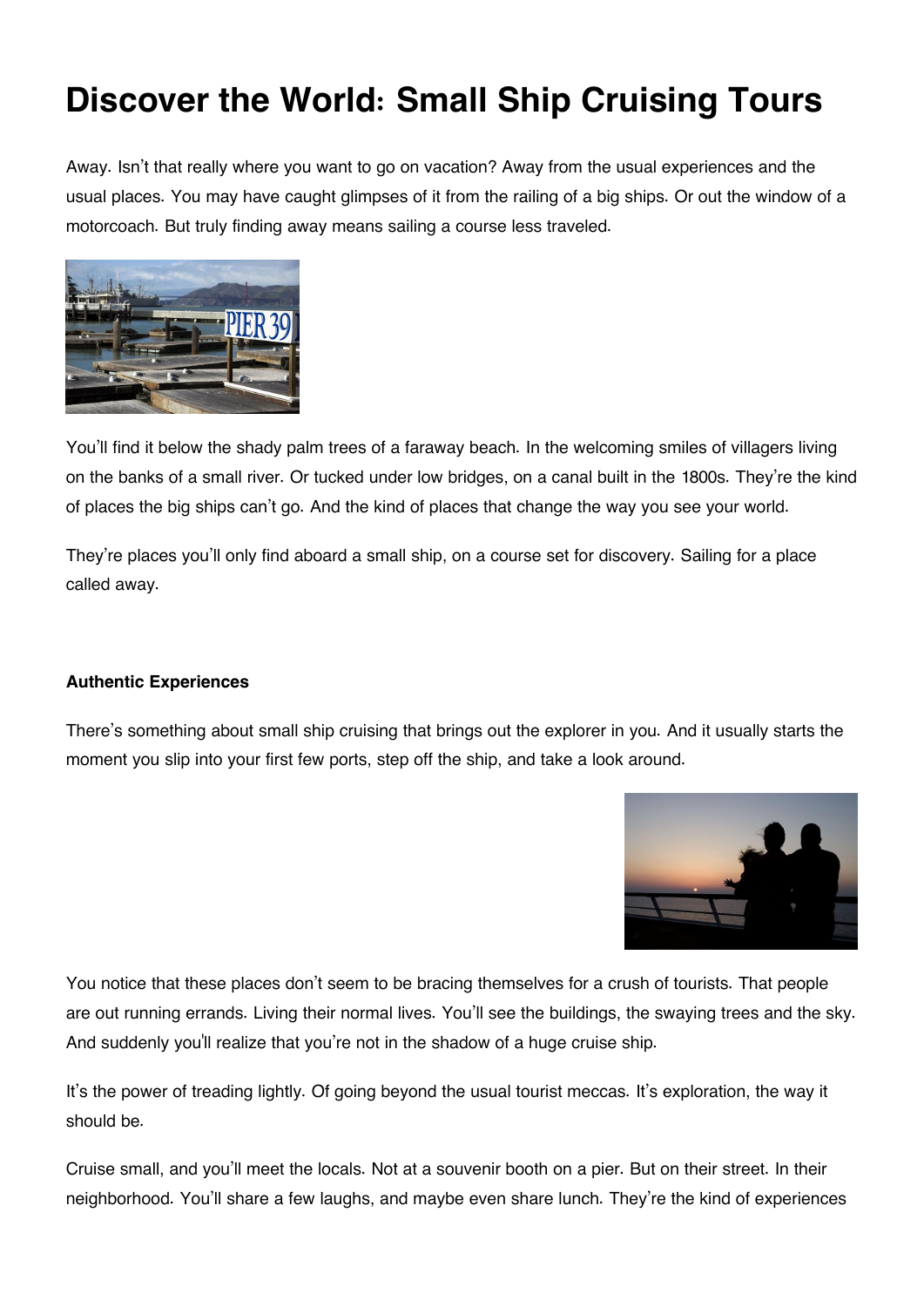# Discover the World: Small Ship Cruising Tours

Away. Isn't that really where you want to go on vacation? Away from the usual experiences and the usual places. You may have caught glimpses of it from the railing of a big ships. Or out the window of a motorcoach. But truly finding away means sailing a course less traveled.

You'll find it below the shady palm trees of a faraway beach. In the welcoming smiles of villagers living on the banks of a small river. Or tucked under low bridges, on a canal built in the 1800s. They're the kind of places the big ships can't go. And the kind of places that change the way you see your world.

They're places you'll only find aboard a small ship, on a course set for discovery. Sailing for a place called away.

**Authentic Experiences**

There's something about small ship cruising that brings out the explorer in you. And it usually starts the moment you slip into your first few ports, step off the ship, and take a look around.

You notice that these places don't seem to be bracing themselves for a crush of tourists. That people are out running errands. Living their normal lives. You'll see the buildings, the swaying trees and the sky. And suddenly you'll realize that you're not in the shadow of a huge cruise ship.

It's the power of treading lightly. Of going beyond the usual tourist meccas. It's exploration, the way it should be.

Cruise small, and you'll meet the locals. Not at a souvenir booth on a pier. But on their street. In their neighborhood. You'll share a few laughs, and maybe even share lunch. They're the kind of experiences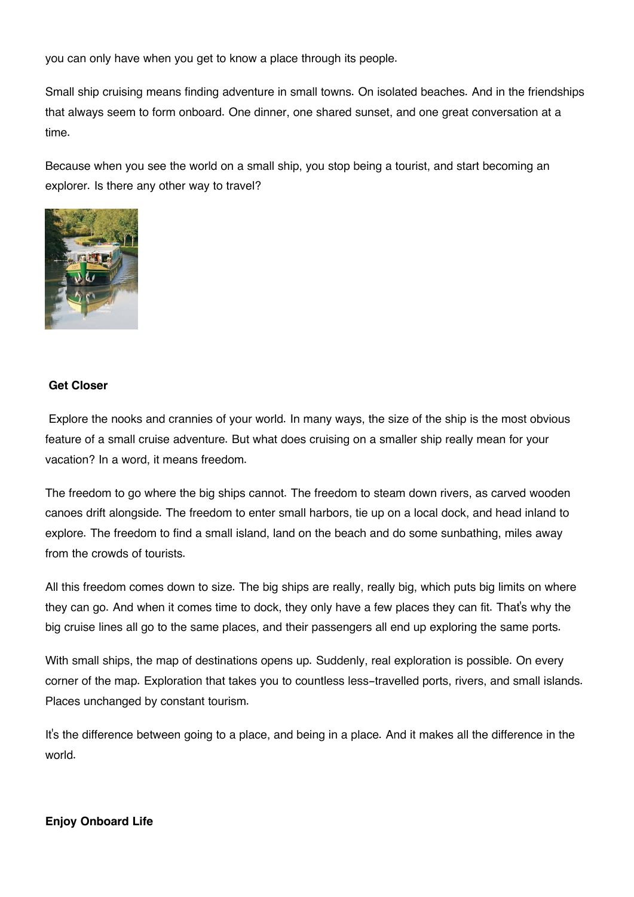you can only have when you get to know a place through its people.

Small ship cruising means finding adventure in small towns. On isolated beaches. And in the friendships that always seem to form onboard. One dinner, one shared sunset, and one great conversation at a time.

Because when you see the world on a small ship, you stop being a tourist, and start becoming an explorer. Is there any other way to travel?

**Get Closer**

Explore the nooks and crannies of your world. In many ways, the size of the ship is the most obvious feature of a small cruise adventure. But what does cruising on a smaller ship really mean for your vacation? In a word, it means freedom.

The freedom to go where the big ships cannot. The freedom to steam down rivers, as carved wooden canoes drift alongside. The freedom to enter small harbors, tie up on a local dock, and head inland to explore. The freedom to find a small island, land on the beach and do some sunbathing, miles away from the crowds of tourists.

All this freedom comes down to size. The big ships are really, really big, which puts big limits on where they can go. And when it comes time to dock, they only have a few places they can fit. That's why the big cruise lines all go to the same places, and their passengers all end up exploring the same ports.

With small ships, the map of destinations opens up. Suddenly, real exploration is possible. On every corner of the map. Exploration that takes you to countless less-travelled ports, rivers, and small islands. Places unchanged by constant tourism.

It's the difference between going to a place, and being in a place. And it makes all the difference in the world.

**Enjoy Onboard Life**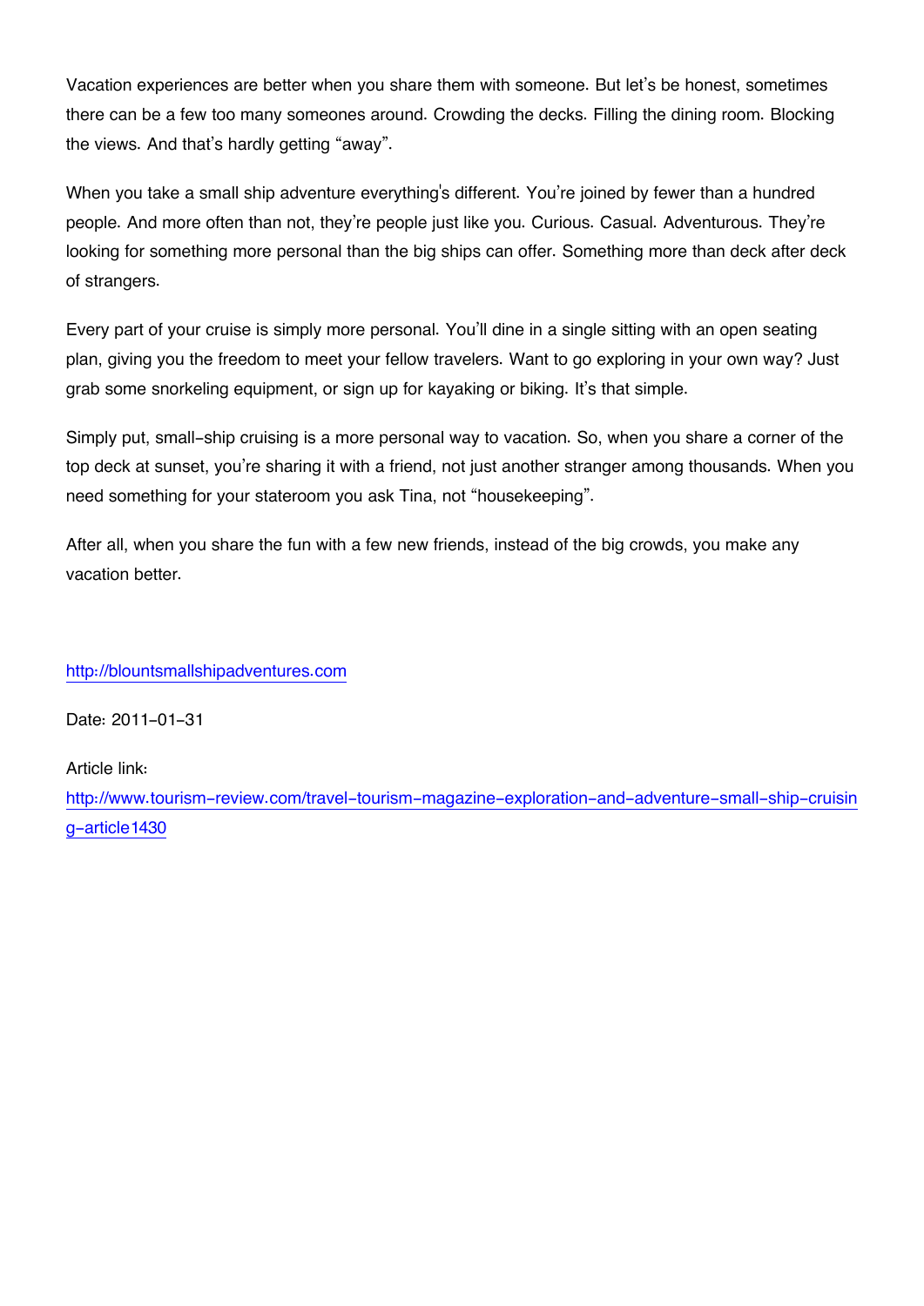Vacation experiences are better when you share them with someone. But let's be honest, sometimes there can be a few too many someones around. Crowding the decks. Filling the dining room. Blocking the views. And that's hardly getting "away".

When you take a small ship adventure everything's different. You're joined by fewer than a hundred people. And more often than not, they're people just like you. Curious. Casual. Adventurous. They're looking for something more personal than the big ships can offer. Something more than deck after deck of strangers.

Every part of your cruise is simply more personal. You'll dine in a single sitting with an open seating plan, giving you the freedom to meet your fellow travelers. Want to go exploring in your own way? Just grab some snorkeling equipment, or sign up for kayaking or biking. It's that simple.

Simply put, small-ship cruising is a more personal way to vacation. So, when you share a corner of the top deck at sunset, you're sharing it with a friend, not just another stranger among thousands. When you need something for your stateroom you ask Tina, not "housekeeping".

After all, when you share the fun with a few new friends, instead of the big crowds, you make any vacation better.

http://blountsmallshipadventures.com

Date: 2011-01-31

Article link:
http://www.tourism-review.com/travel-tourism-magazine-exploration-and-adventure-small-ship-cruising-article1430